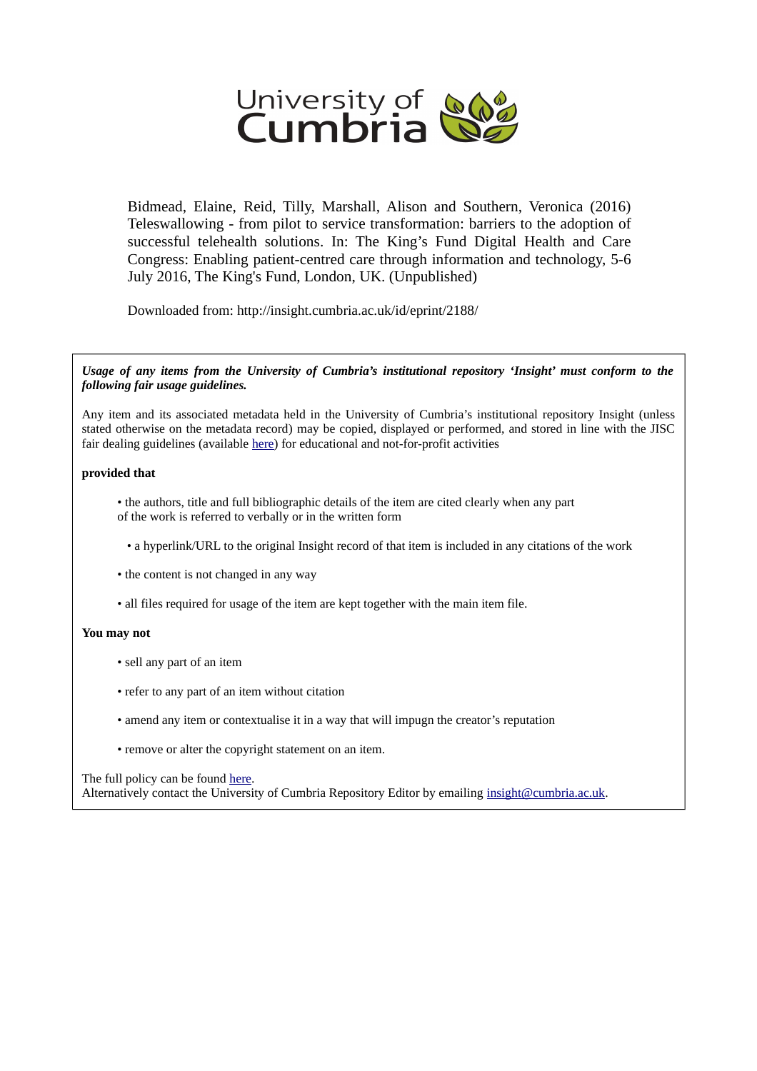University of Cumbria

Bidmead, Elaine, Reid, Tilly, Marshall, Alison and Southern, Veronica (2016) Teleswallowing - from pilot to service transformation: barriers to the adoption of successful telehealth solutions. In: The King's Fund Digital Health and Care Congress: Enabling patient-centred care through information and technology, 5-6 July 2016, The King's Fund, London, UK. (Unpublished)

Downloaded from: http://insight.cumbria.ac.uk/id/eprint/2188/

***Usage of any items from the University of Cumbria's institutional repository 'Insight' must conform to the following fair usage guidelines.***

Any item and its associated metadata held in the University of Cumbria's institutional repository Insight (unless stated otherwise on the metadata record) may be copied, displayed or performed, and stored in line with the JISC fair dealing guidelines (available here) for educational and not-for-profit activities

**provided that**

- the authors, title and full bibliographic details of the item are cited clearly when any part of the work is referred to verbally or in the written form
- a hyperlink/URL to the original Insight record of that item is included in any citations of the work
- the content is not changed in any way
- all files required for usage of the item are kept together with the main item file.

**You may not**

- sell any part of an item
- refer to any part of an item without citation
- amend any item or contextualise it in a way that will impugn the creator's reputation
- remove or alter the copyright statement on an item.

The full policy can be found here.
Alternatively contact the University of Cumbria Repository Editor by emailing insight@cumbria.ac.uk.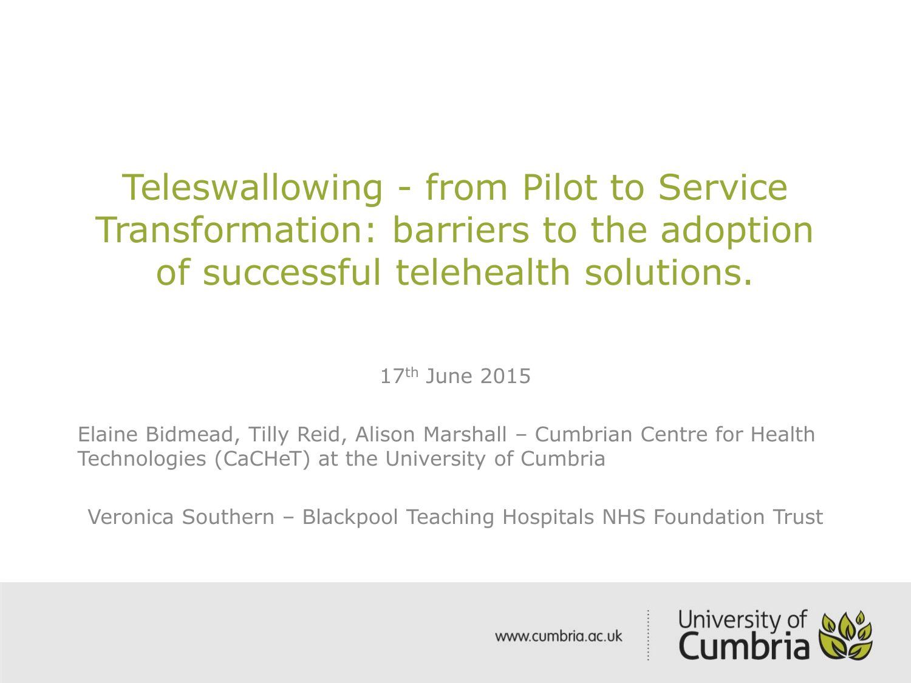# Teleswallowing - from Pilot to Service Transformation: barriers to the adoption of successful telehealth solutions.

17th June 2015

Elaine Bidmead, Tilly Reid, Alison Marshall – Cumbrian Centre for Health Technologies (CaCHeT) at the University of Cumbria

Veronica Southern – Blackpool Teaching Hospitals NHS Foundation Trust

www.cumbria.ac.uk

University of Cumbria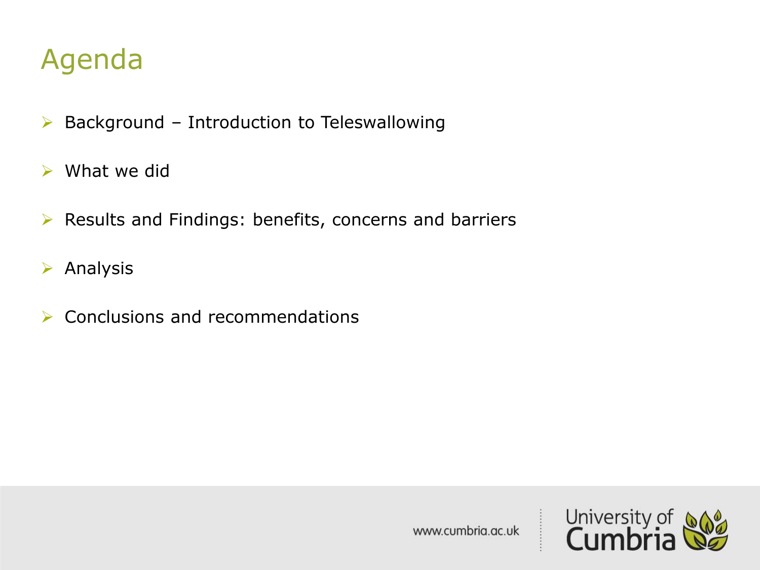# Agenda

- Background – Introduction to Teleswallowing
- What we did
- Results and Findings: benefits, concerns and barriers
- Analysis
- Conclusions and recommendations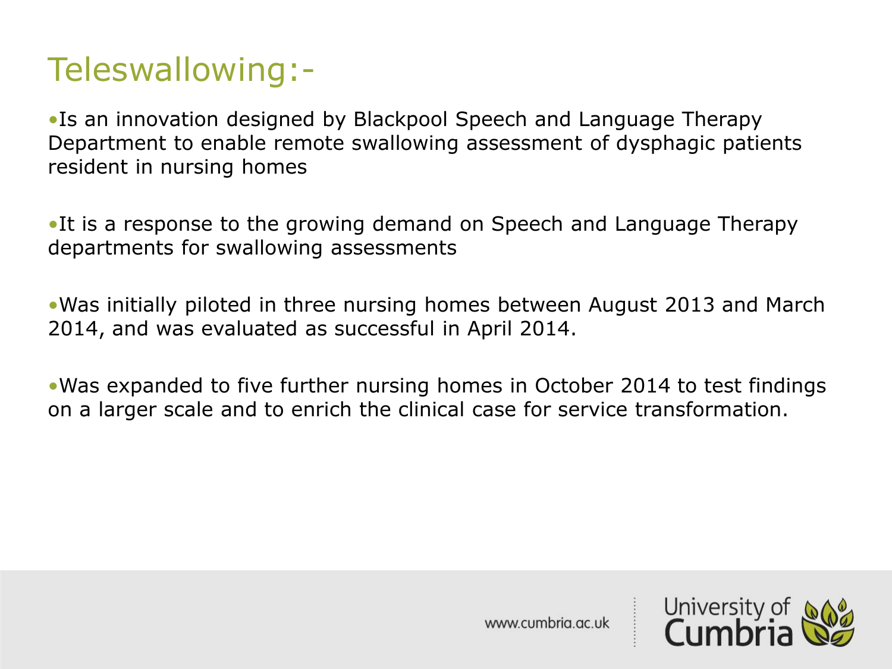# Teleswallowing:-

- Is an innovation designed by Blackpool Speech and Language Therapy Department to enable remote swallowing assessment of dysphagic patients resident in nursing homes

- It is a response to the growing demand on Speech and Language Therapy departments for swallowing assessments

- Was initially piloted in three nursing homes between August 2013 and March 2014, and was evaluated as successful in April 2014.

- Was expanded to five further nursing homes in October 2014 to test findings on a larger scale and to enrich the clinical case for service transformation.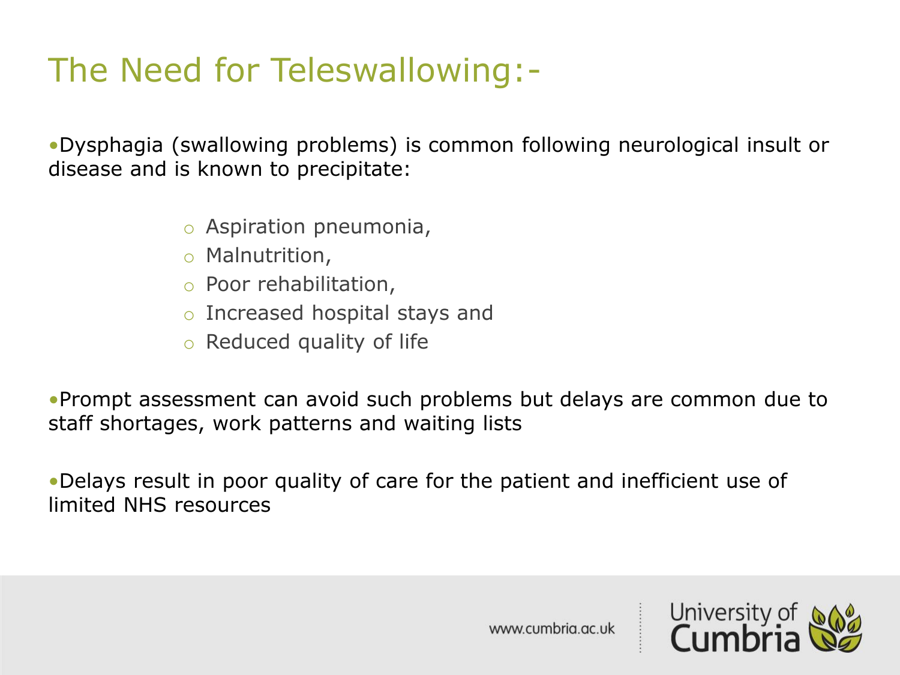# The Need for Teleswallowing:-

- Dysphagia (swallowing problems) is common following neurological insult or disease and is known to precipitate:
  - Aspiration pneumonia,
  - Malnutrition,
  - Poor rehabilitation,
  - Increased hospital stays and
  - Reduced quality of life

- Prompt assessment can avoid such problems but delays are common due to staff shortages, work patterns and waiting lists

- Delays result in poor quality of care for the patient and inefficient use of limited NHS resources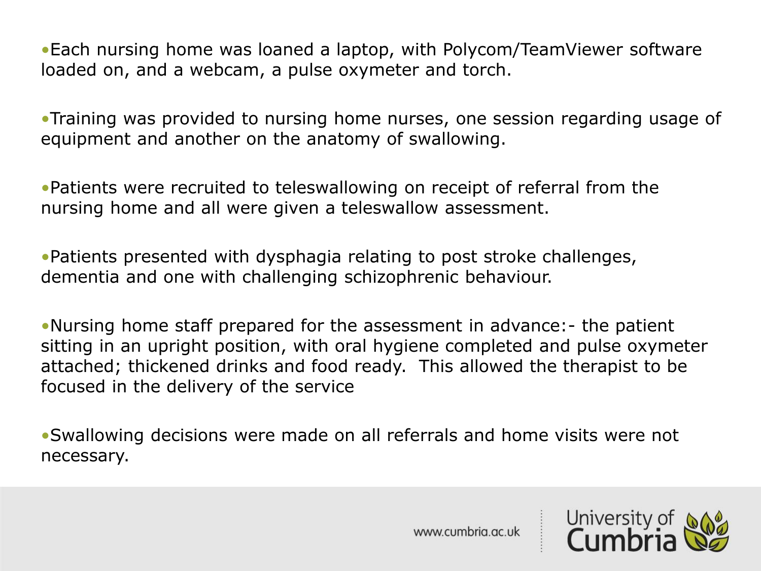- Each nursing home was loaned a laptop, with Polycom/TeamViewer software loaded on, and a webcam, a pulse oxymeter and torch.

- Training was provided to nursing home nurses, one session regarding usage of equipment and another on the anatomy of swallowing.

- Patients were recruited to teleswallowing on receipt of referral from the nursing home and all were given a teleswallow assessment.

- Patients presented with dysphagia relating to post stroke challenges, dementia and one with challenging schizophrenic behaviour.

- Nursing home staff prepared for the assessment in advance:- the patient sitting in an upright position, with oral hygiene completed and pulse oxymeter attached; thickened drinks and food ready. This allowed the therapist to be focused in the delivery of the service

- Swallowing decisions were made on all referrals and home visits were not necessary.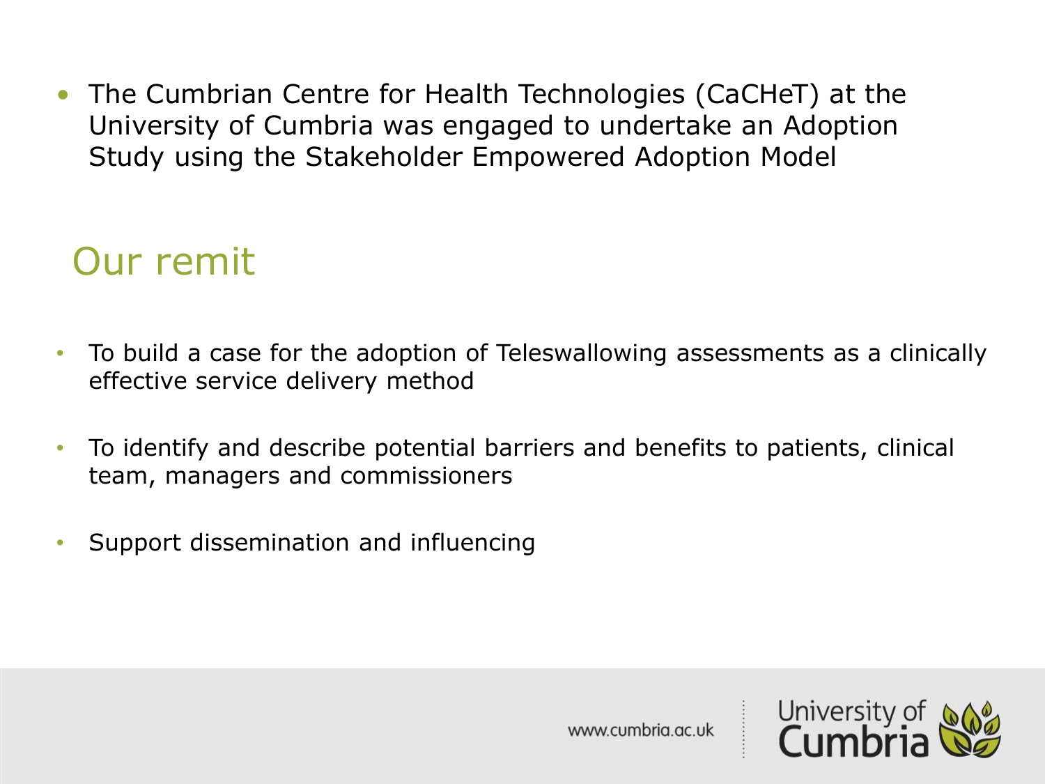- The Cumbrian Centre for Health Technologies (CaCHeT) at the University of Cumbria was engaged to undertake an Adoption Study using the Stakeholder Empowered Adoption Model

## Our remit

- To build a case for the adoption of Teleswallowing assessments as a clinically effective service delivery method
- To identify and describe potential barriers and benefits to patients, clinical team, managers and commissioners
- Support dissemination and influencing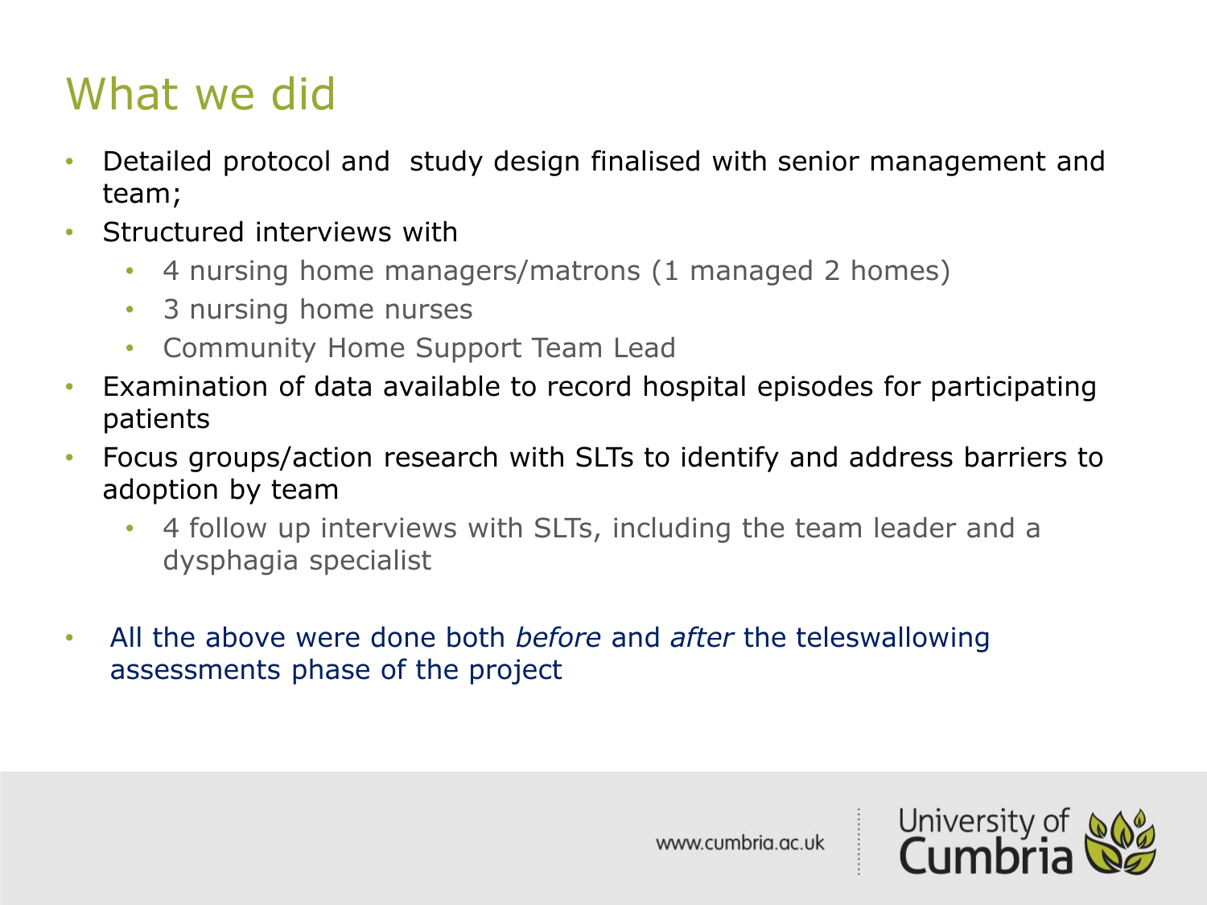# What we did

- Detailed protocol and study design finalised with senior management and team;
- Structured interviews with
  - 4 nursing home managers/matrons (1 managed 2 homes)
  - 3 nursing home nurses
  - Community Home Support Team Lead
- Examination of data available to record hospital episodes for participating patients
- Focus groups/action research with SLTs to identify and address barriers to adoption by team
  - 4 follow up interviews with SLTs, including the team leader and a dysphagia specialist

- All the above were done both *before* and *after* the teleswallowing assessments phase of the project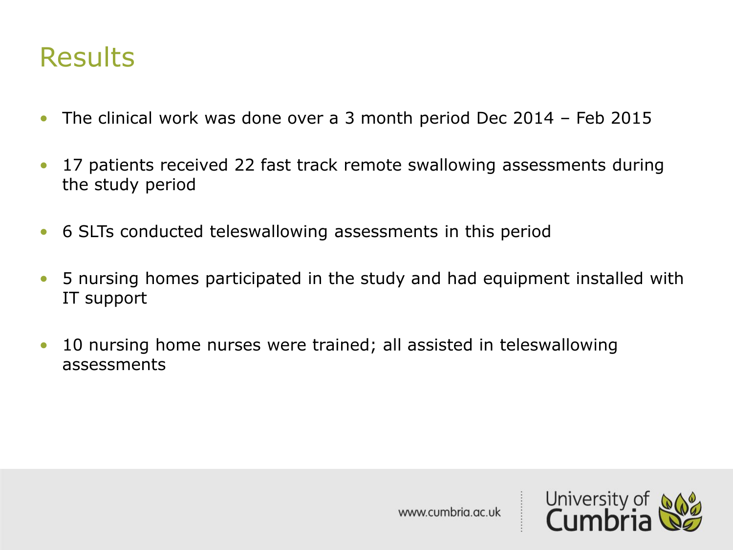# Results

- The clinical work was done over a 3 month period Dec 2014 – Feb 2015
- 17 patients received 22 fast track remote swallowing assessments during the study period
- 6 SLTs conducted teleswallowing assessments in this period
- 5 nursing homes participated in the study and had equipment installed with IT support
- 10 nursing home nurses were trained; all assisted in teleswallowing assessments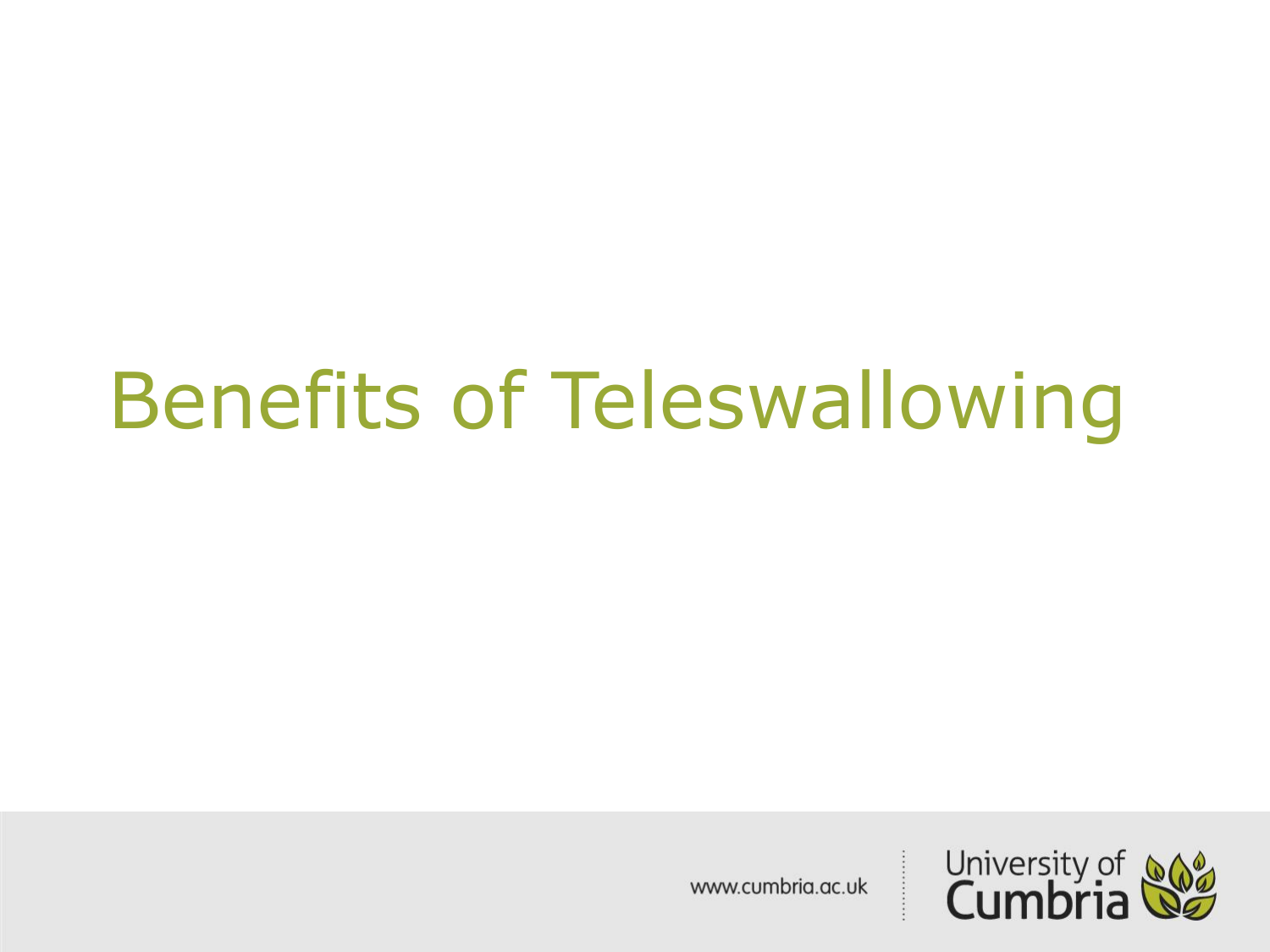# Benefits of Teleswallowing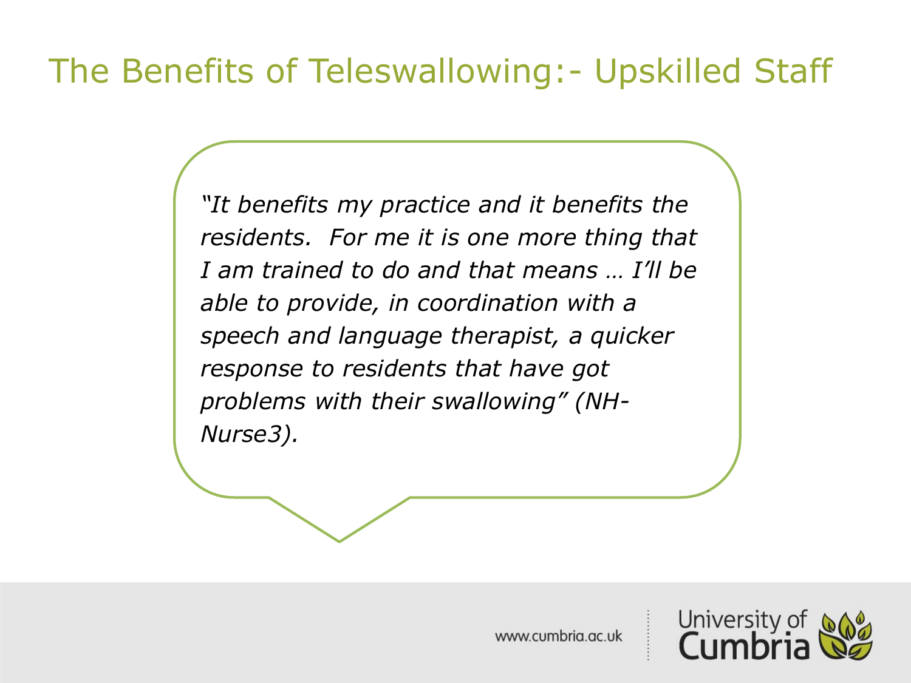# The Benefits of Teleswallowing:- Upskilled Staff

*"It benefits my practice and it benefits the residents. For me it is one more thing that I am trained to do and that means … I'll be able to provide, in coordination with a speech and language therapist, a quicker response to residents that have got problems with their swallowing" (NH-Nurse3).*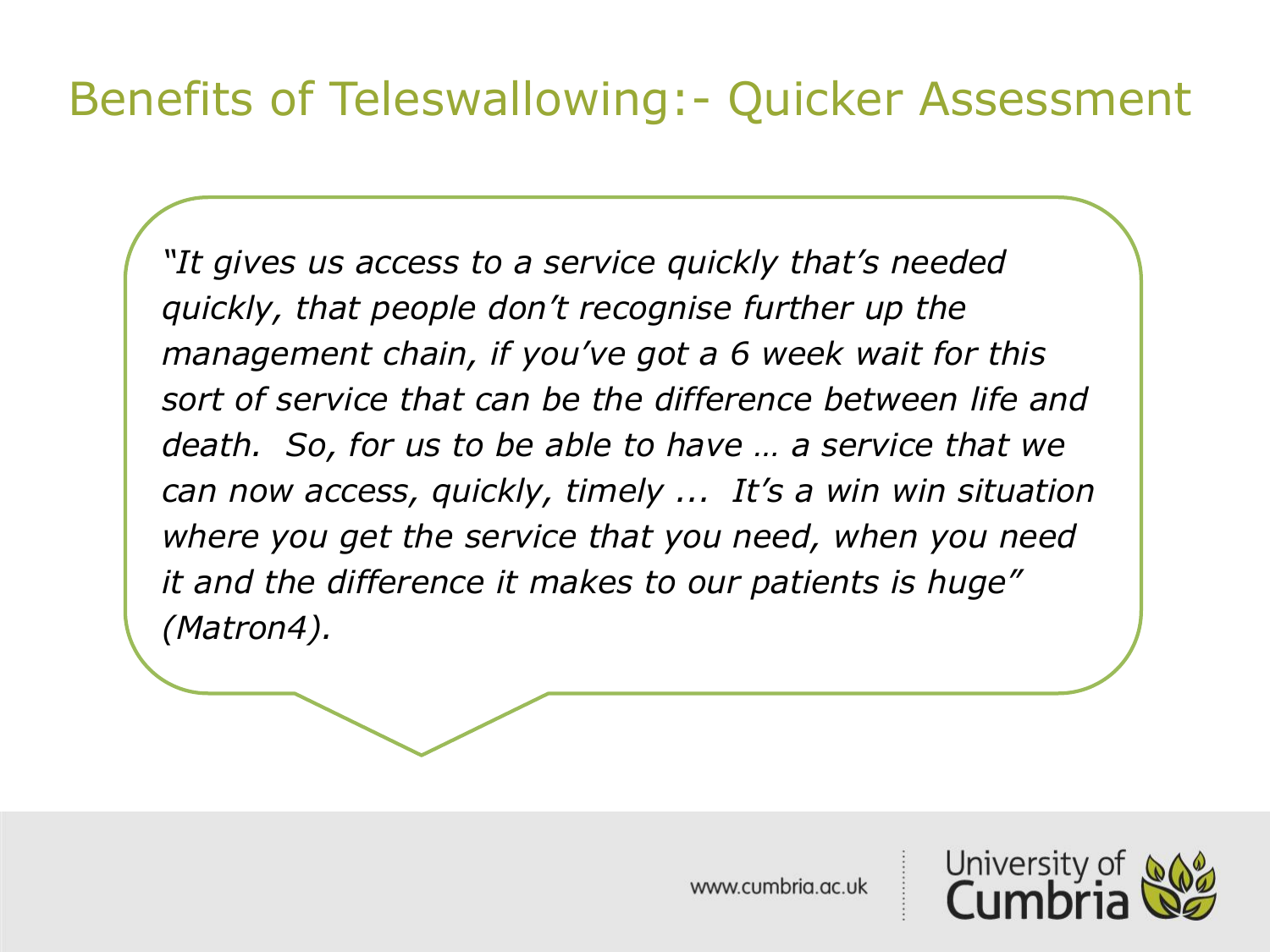# Benefits of Teleswallowing:- Quicker Assessment

*"It gives us access to a service quickly that's needed quickly, that people don't recognise further up the management chain, if you've got a 6 week wait for this sort of service that can be the difference between life and death. So, for us to be able to have … a service that we can now access, quickly, timely ... It's a win win situation where you get the service that you need, when you need it and the difference it makes to our patients is huge" (Matron4).*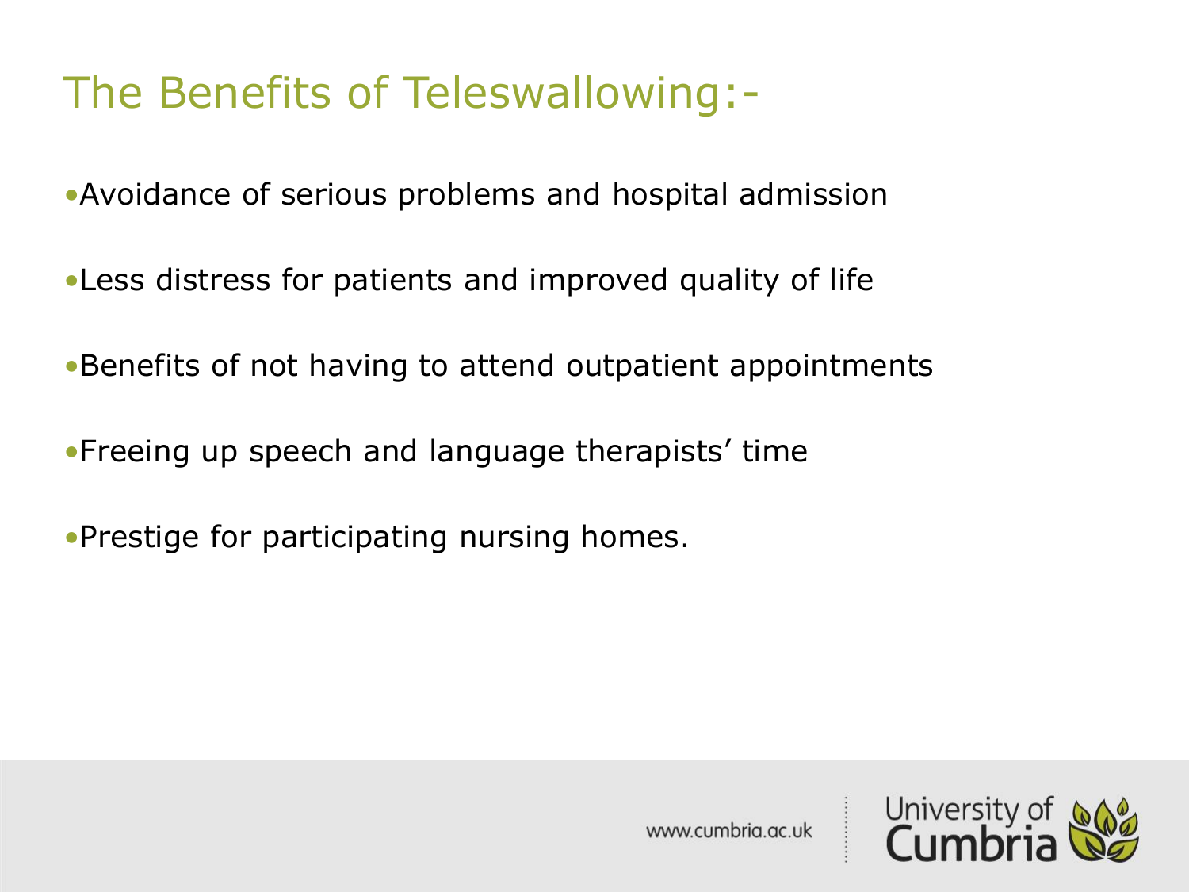# The Benefits of Teleswallowing:-

- Avoidance of serious problems and hospital admission
- Less distress for patients and improved quality of life
- Benefits of not having to attend outpatient appointments
- Freeing up speech and language therapists' time
- Prestige for participating nursing homes.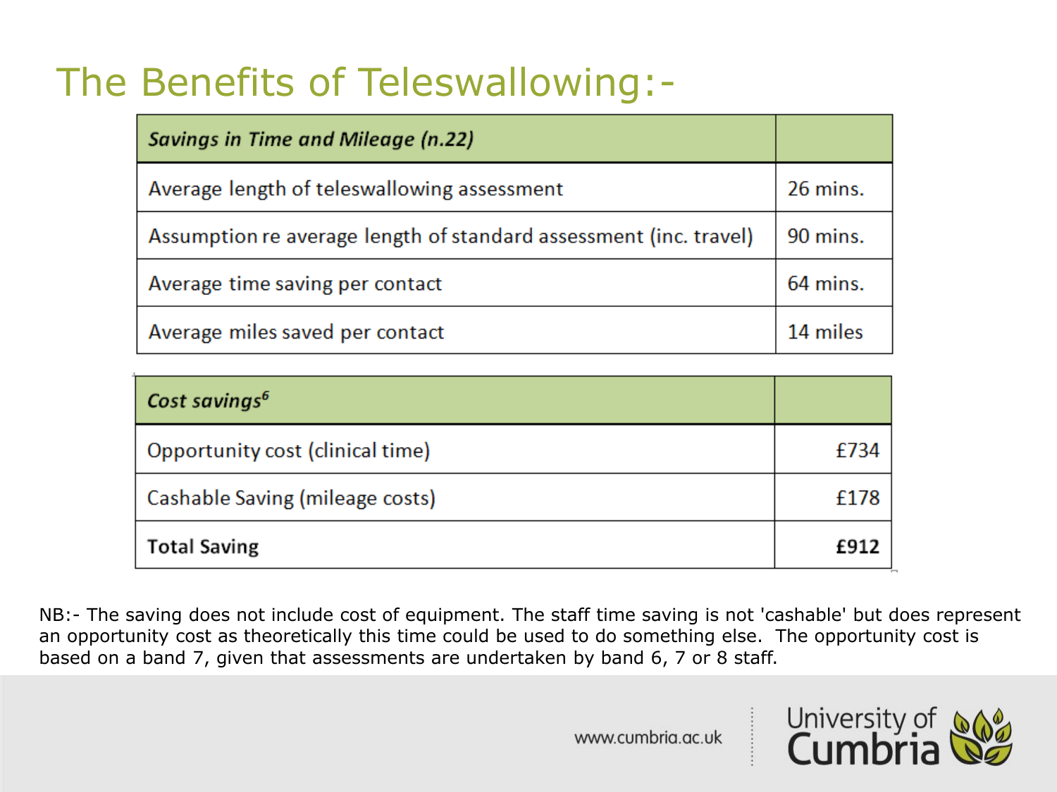# The Benefits of Teleswallowing:-

| *Savings in Time and Mileage (n.22)* | |
|---|---|
| Average length of teleswallowing assessment | 26 mins. |
| Assumption re average length of standard assessment (inc. travel) | 90 mins. |
| Average time saving per contact | 64 mins. |
| Average miles saved per contact | 14 miles |

| *Cost savings*[6] | |
|---|---|
| Opportunity cost (clinical time) | £734 |
| Cashable Saving (mileage costs) | £178 |
| **Total Saving** | **£912** |

NB:- The saving does not include cost of equipment. The staff time saving is not 'cashable' but does represent an opportunity cost as theoretically this time could be used to do something else. The opportunity cost is based on a band 7, given that assessments are undertaken by band 6, 7 or 8 staff.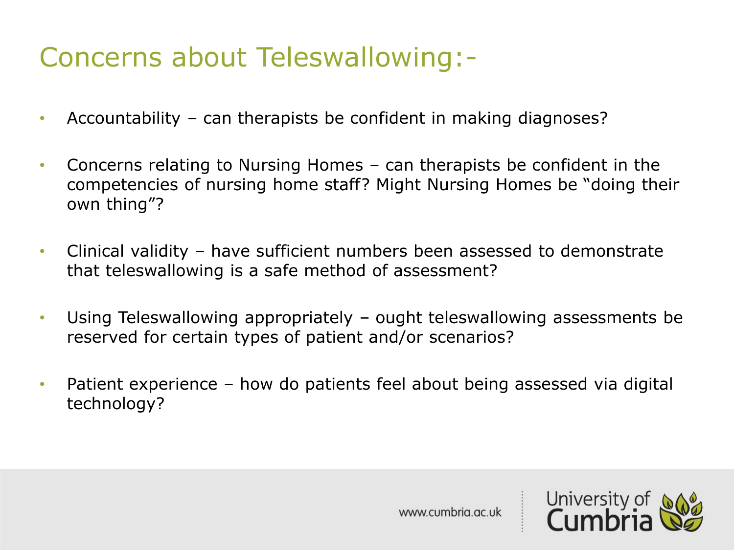# Concerns about Teleswallowing:-

- Accountability – can therapists be confident in making diagnoses?
- Concerns relating to Nursing Homes – can therapists be confident in the competencies of nursing home staff? Might Nursing Homes be "doing their own thing"?
- Clinical validity – have sufficient numbers been assessed to demonstrate that teleswallowing is a safe method of assessment?
- Using Teleswallowing appropriately – ought teleswallowing assessments be reserved for certain types of patient and/or scenarios?
- Patient experience – how do patients feel about being assessed via digital technology?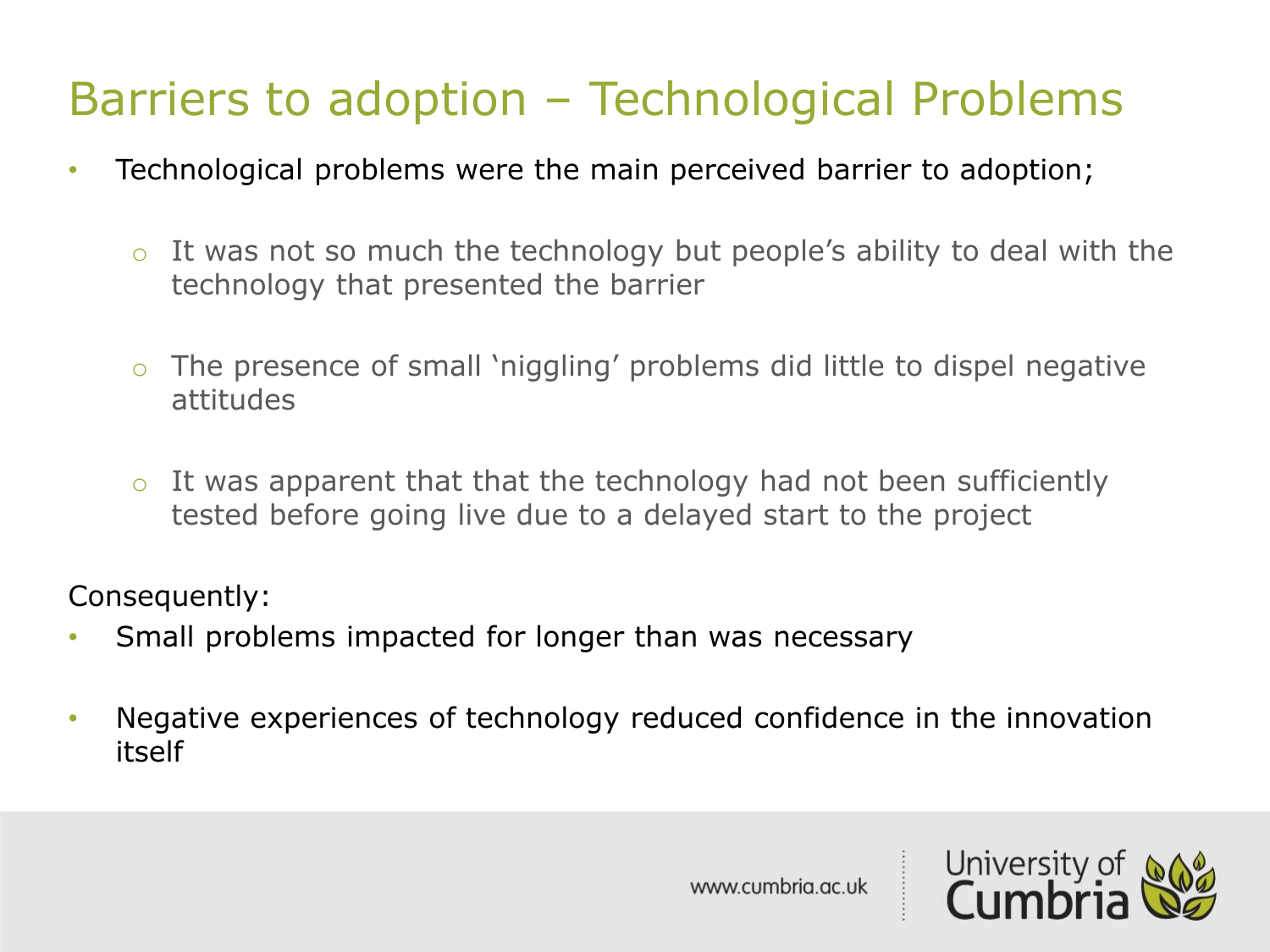# Barriers to adoption – Technological Problems

- Technological problems were the main perceived barrier to adoption;
  - It was not so much the technology but people's ability to deal with the technology that presented the barrier
  - The presence of small 'niggling' problems did little to dispel negative attitudes
  - It was apparent that that the technology had not been sufficiently tested before going live due to a delayed start to the project

Consequently:

- Small problems impacted for longer than was necessary
- Negative experiences of technology reduced confidence in the innovation itself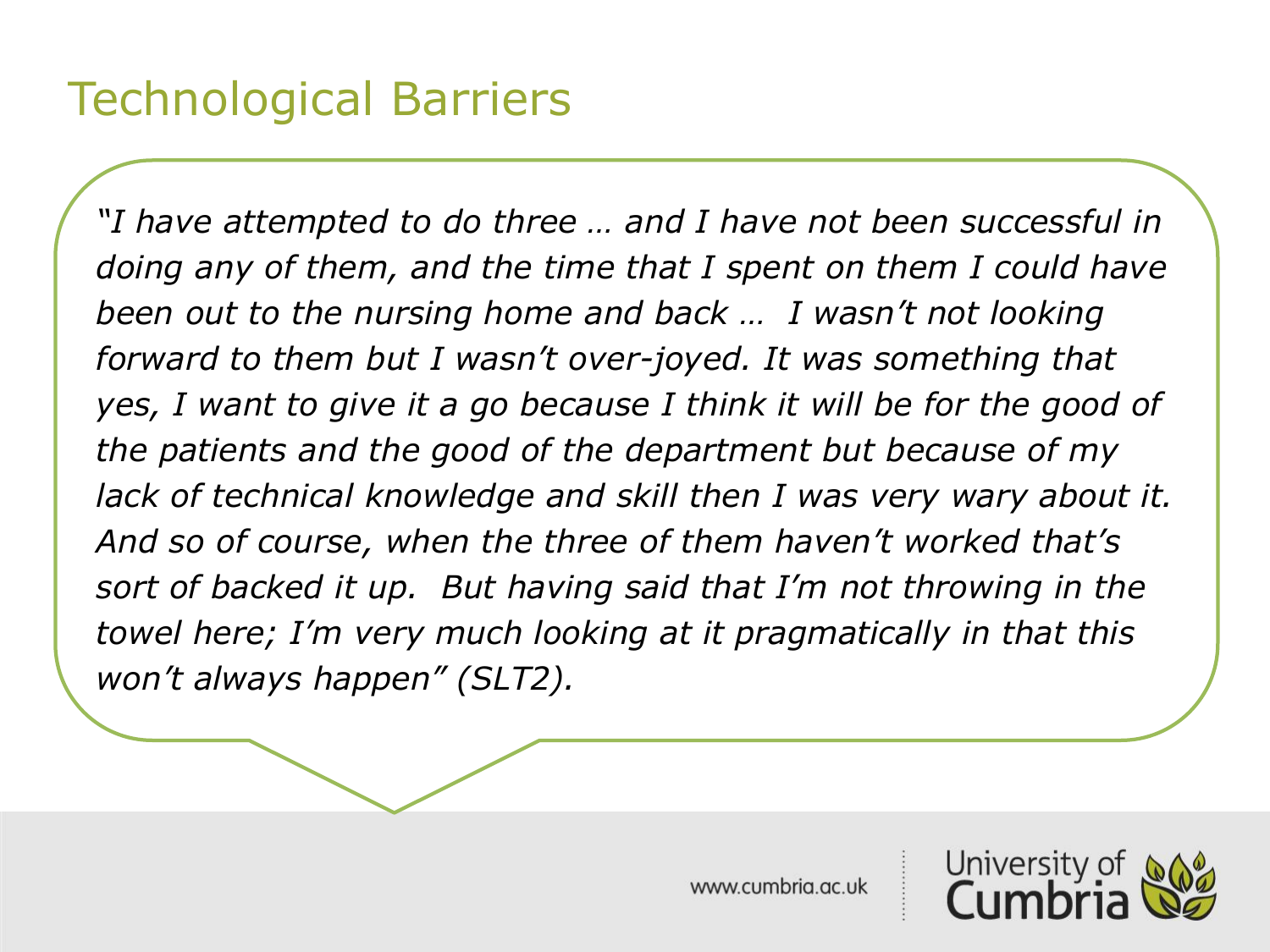# Technological Barriers

*"I have attempted to do three … and I have not been successful in doing any of them, and the time that I spent on them I could have been out to the nursing home and back … I wasn't not looking forward to them but I wasn't over-joyed. It was something that yes, I want to give it a go because I think it will be for the good of the patients and the good of the department but because of my lack of technical knowledge and skill then I was very wary about it. And so of course, when the three of them haven't worked that's sort of backed it up. But having said that I'm not throwing in the towel here; I'm very much looking at it pragmatically in that this won't always happen" (SLT2).*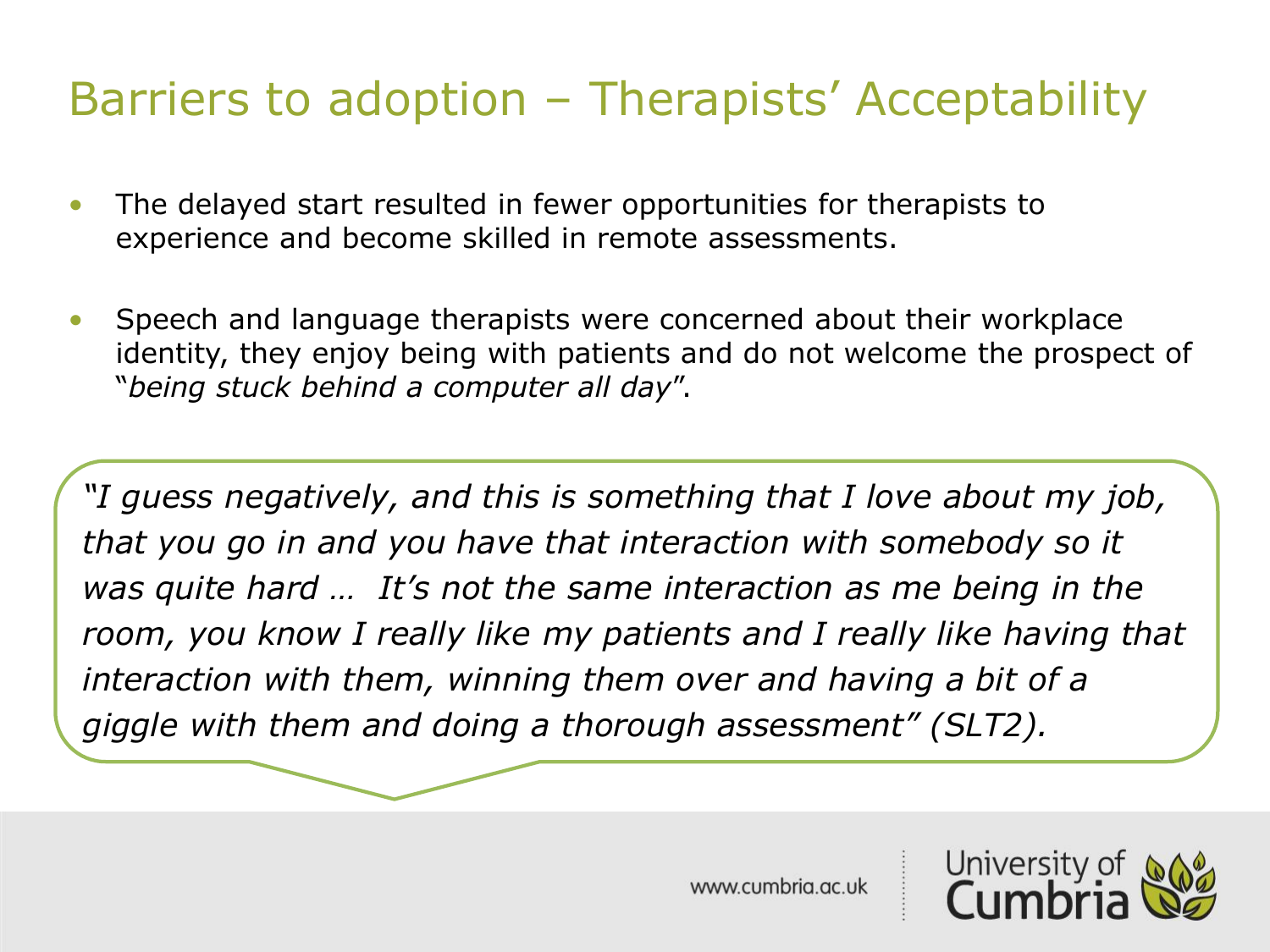# Barriers to adoption – Therapists' Acceptability

- The delayed start resulted in fewer opportunities for therapists to experience and become skilled in remote assessments.
- Speech and language therapists were concerned about their workplace identity, they enjoy being with patients and do not welcome the prospect of "*being stuck behind a computer all day*".

*"I guess negatively, and this is something that I love about my job, that you go in and you have that interaction with somebody so it was quite hard … It's not the same interaction as me being in the room, you know I really like my patients and I really like having that interaction with them, winning them over and having a bit of a giggle with them and doing a thorough assessment" (SLT2).*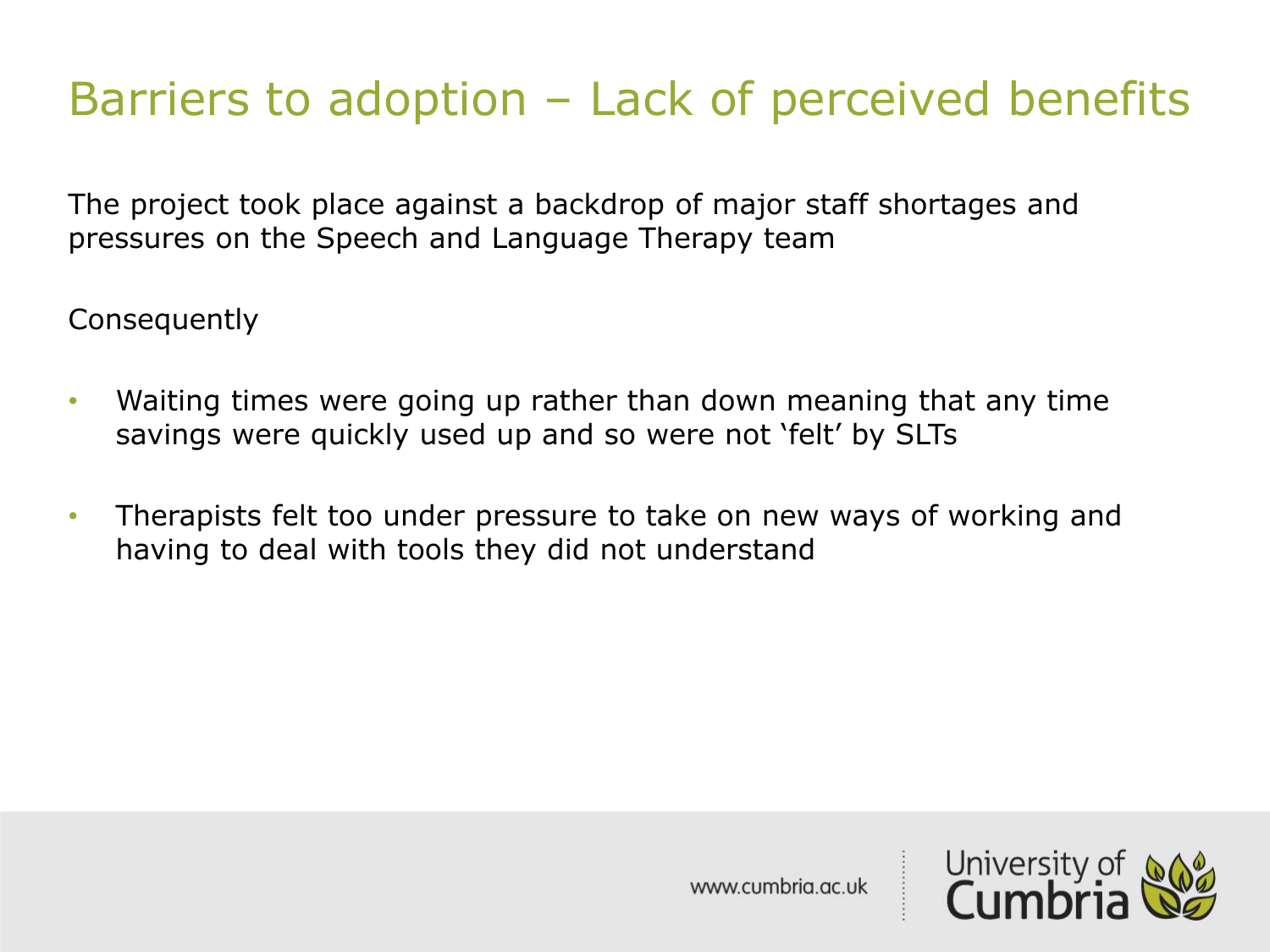# Barriers to adoption – Lack of perceived benefits

The project took place against a backdrop of major staff shortages and pressures on the Speech and Language Therapy team

Consequently

- Waiting times were going up rather than down meaning that any time savings were quickly used up and so were not 'felt' by SLTs
- Therapists felt too under pressure to take on new ways of working and having to deal with tools they did not understand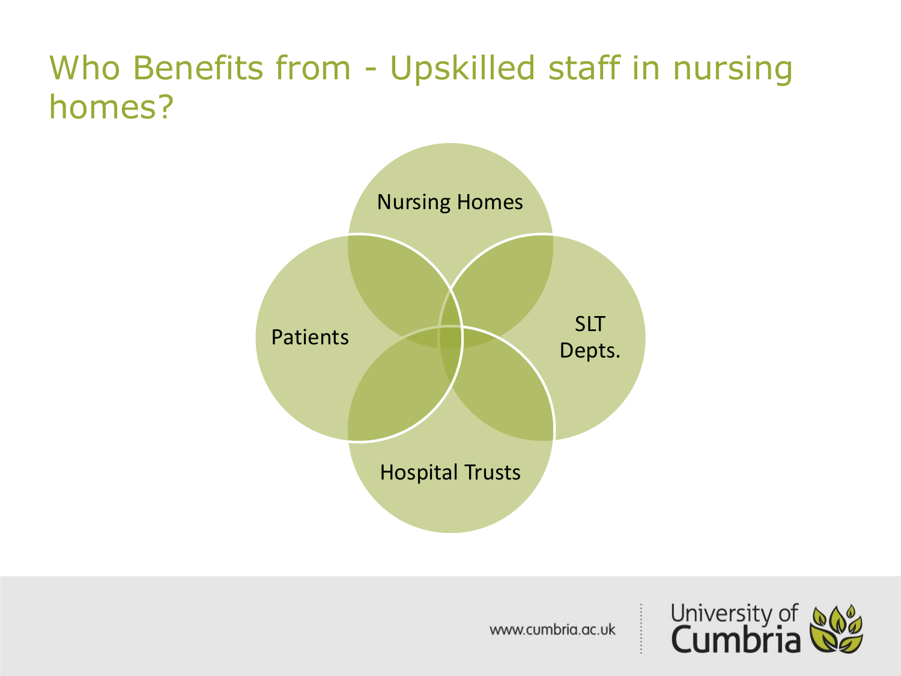# Who Benefits from - Upskilled staff in nursing homes?

Nursing Homes

Patients

SLT Depts.

Hospital Trusts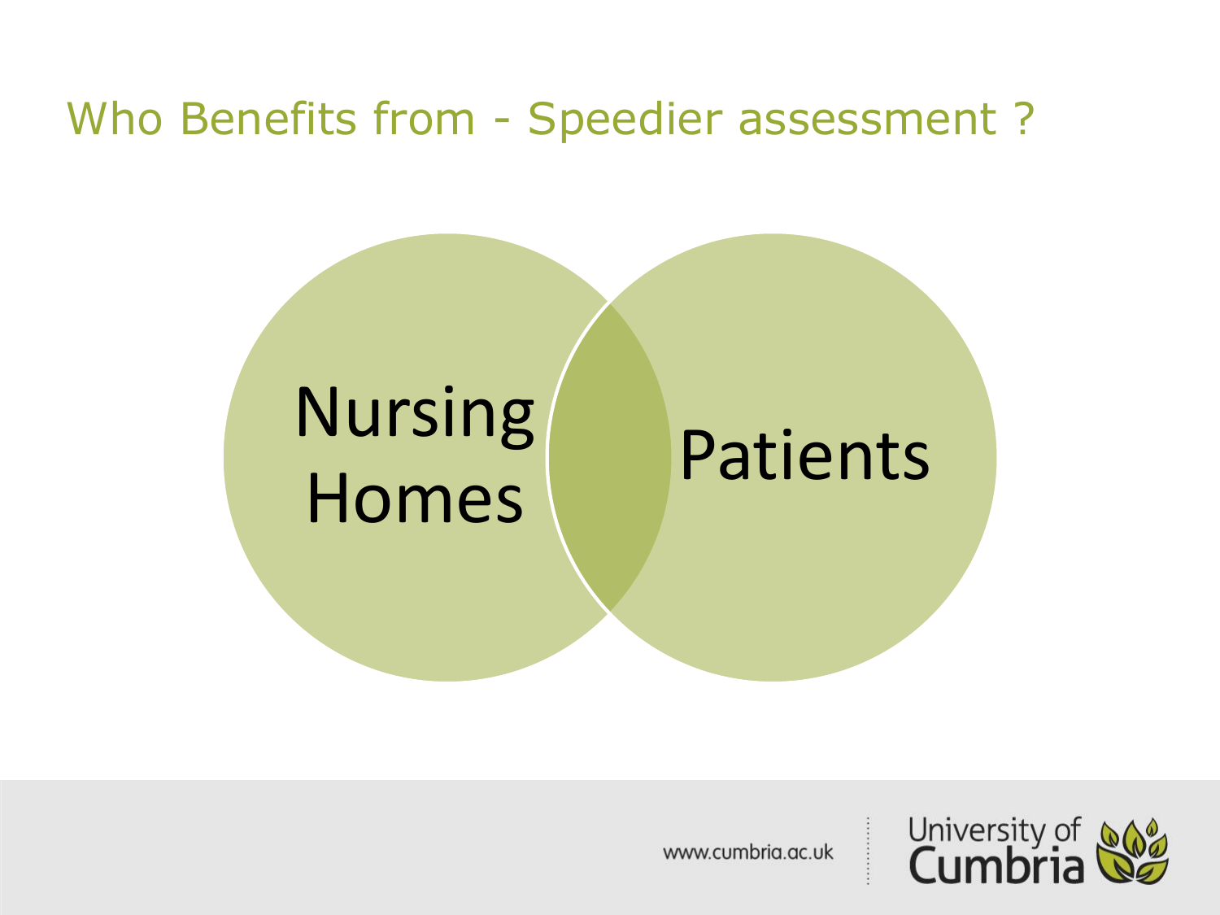# Who Benefits from - Speedier assessment ?

Nursing Homes

Patients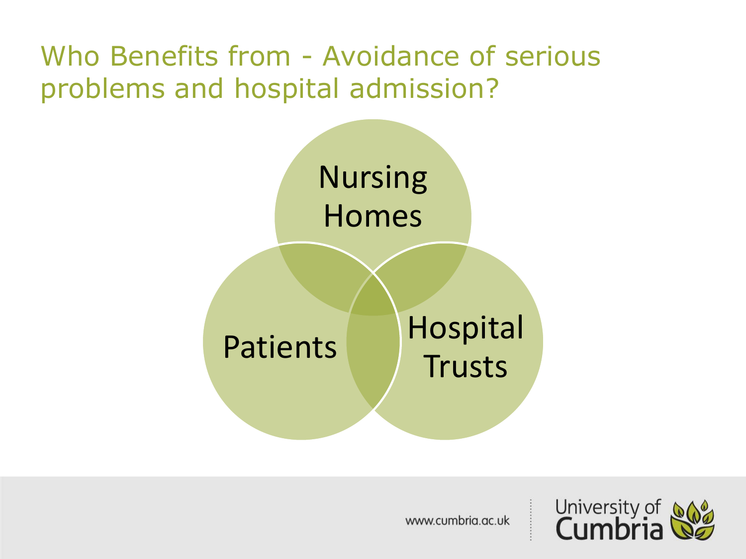# Who Benefits from - Avoidance of serious problems and hospital admission?

- Nursing Homes
- Patients
- Hospital Trusts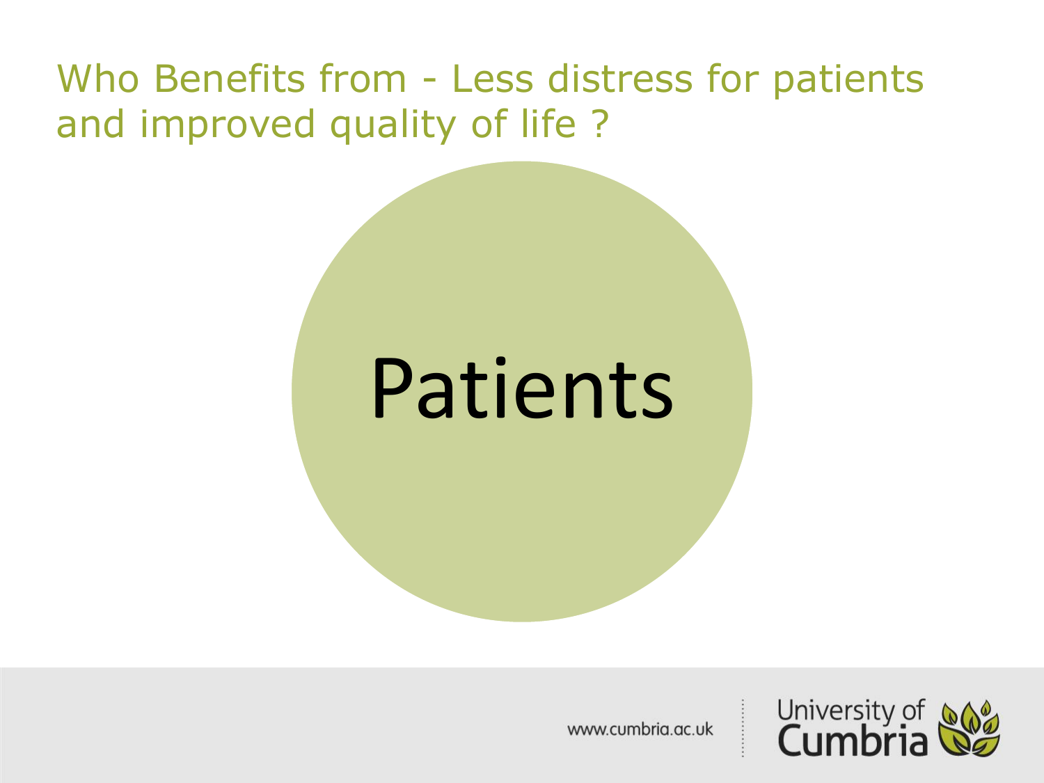# Who Benefits from - Less distress for patients and improved quality of life ?

Patients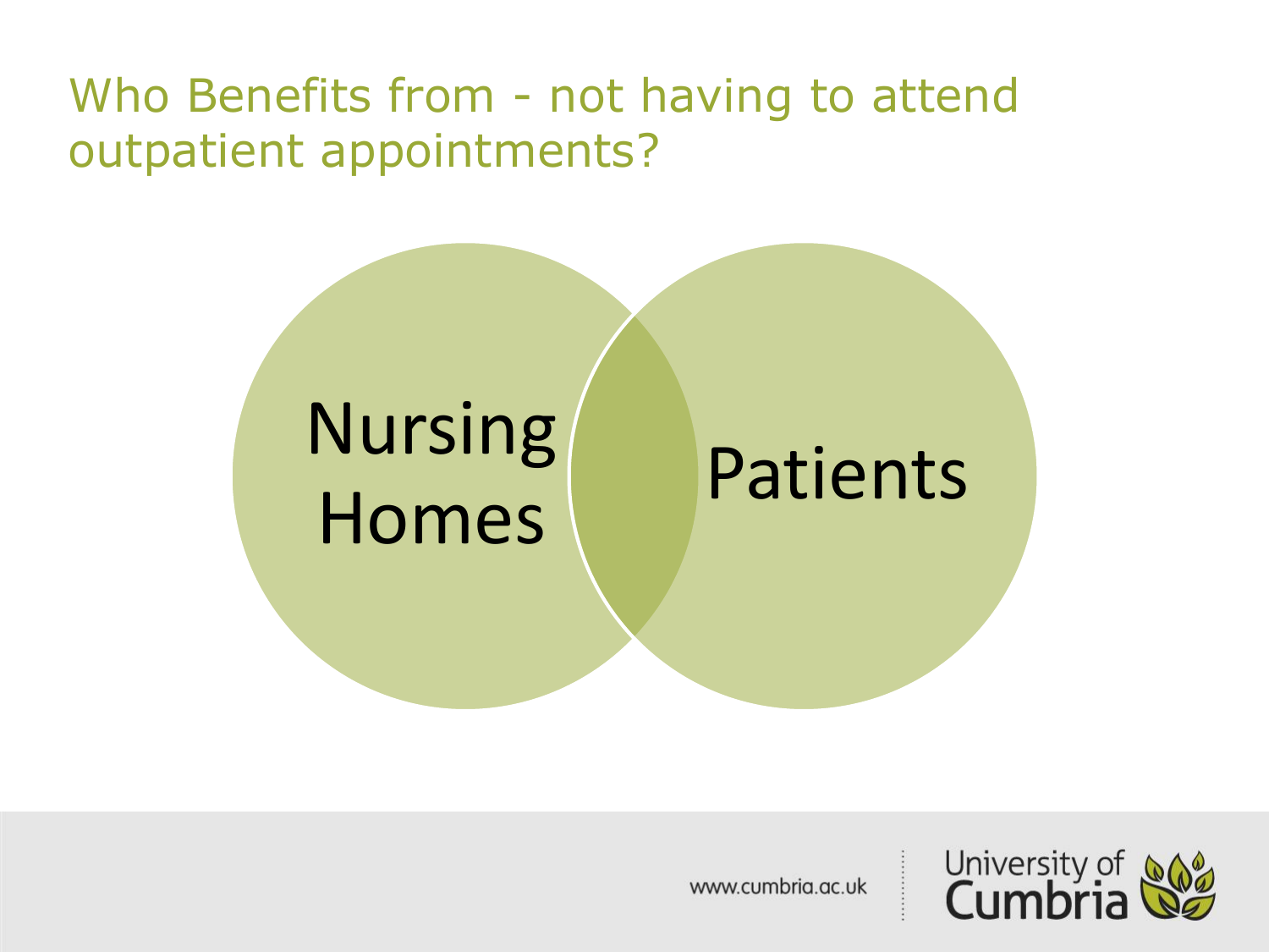# Who Benefits from - not having to attend outpatient appointments?

- Nursing Homes
- Patients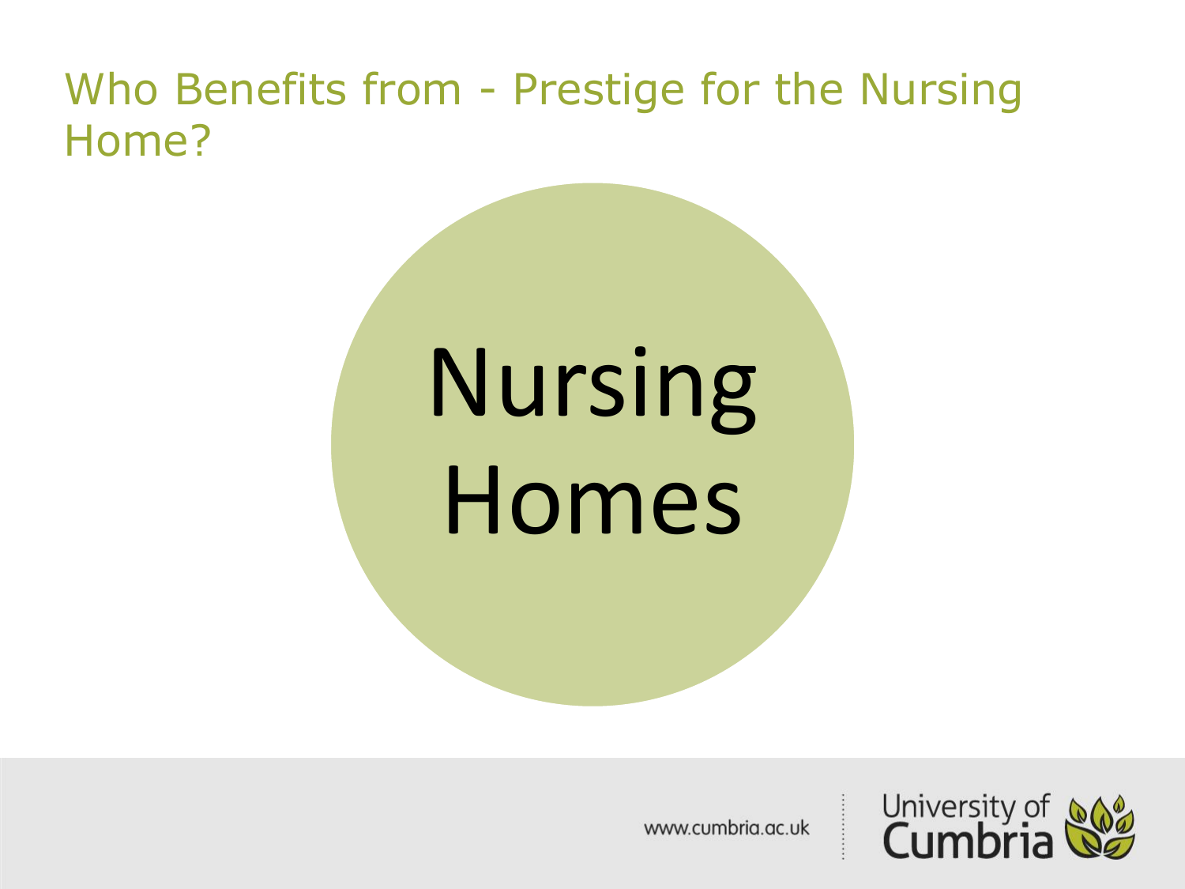# Who Benefits from - Prestige for the Nursing Home?

Nursing Homes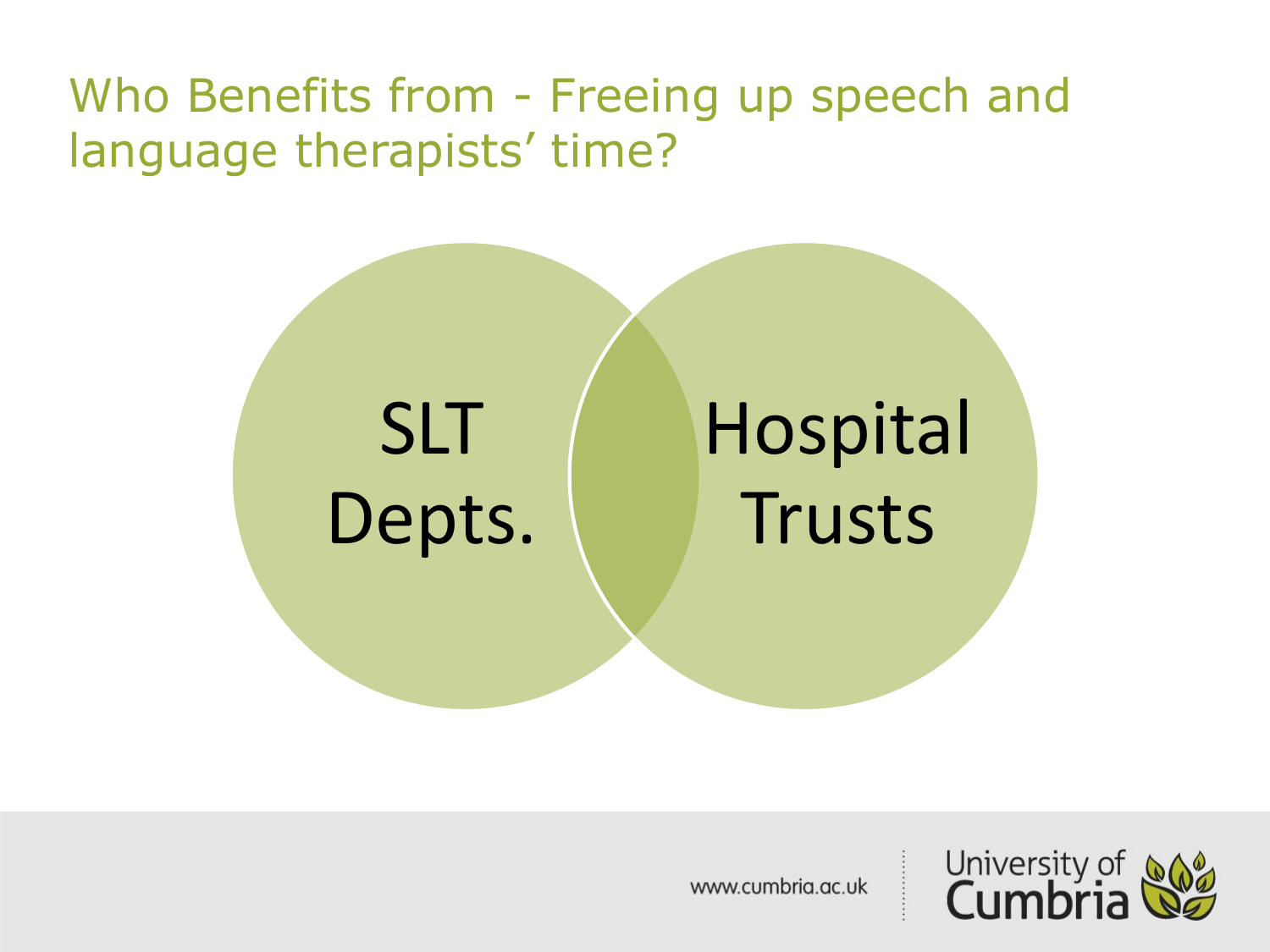# Who Benefits from - Freeing up speech and language therapists' time?

SLT Depts.

Hospital Trusts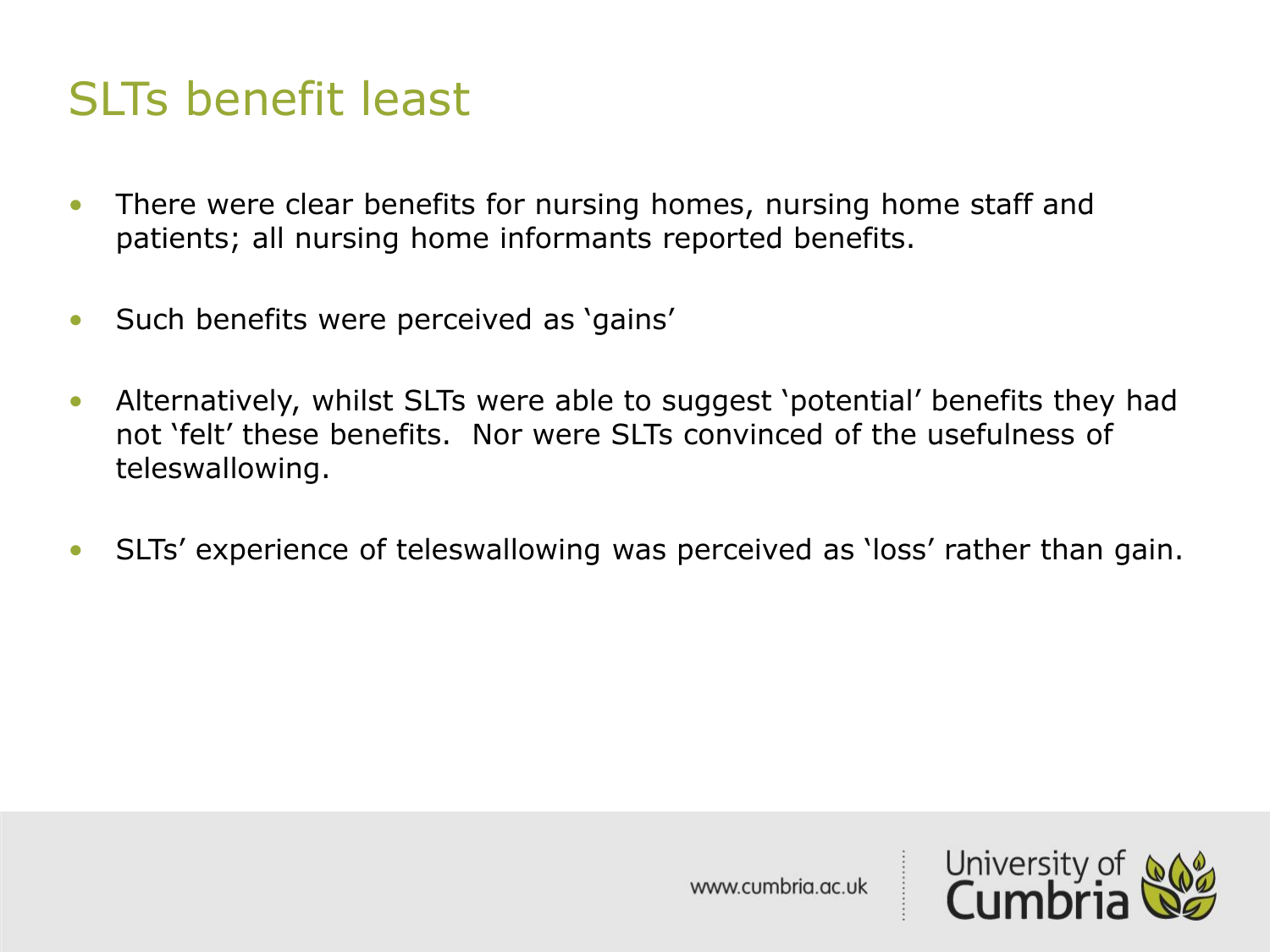# SLTs benefit least

- There were clear benefits for nursing homes, nursing home staff and patients; all nursing home informants reported benefits.
- Such benefits were perceived as 'gains'
- Alternatively, whilst SLTs were able to suggest 'potential' benefits they had not 'felt' these benefits. Nor were SLTs convinced of the usefulness of teleswallowing.
- SLTs' experience of teleswallowing was perceived as 'loss' rather than gain.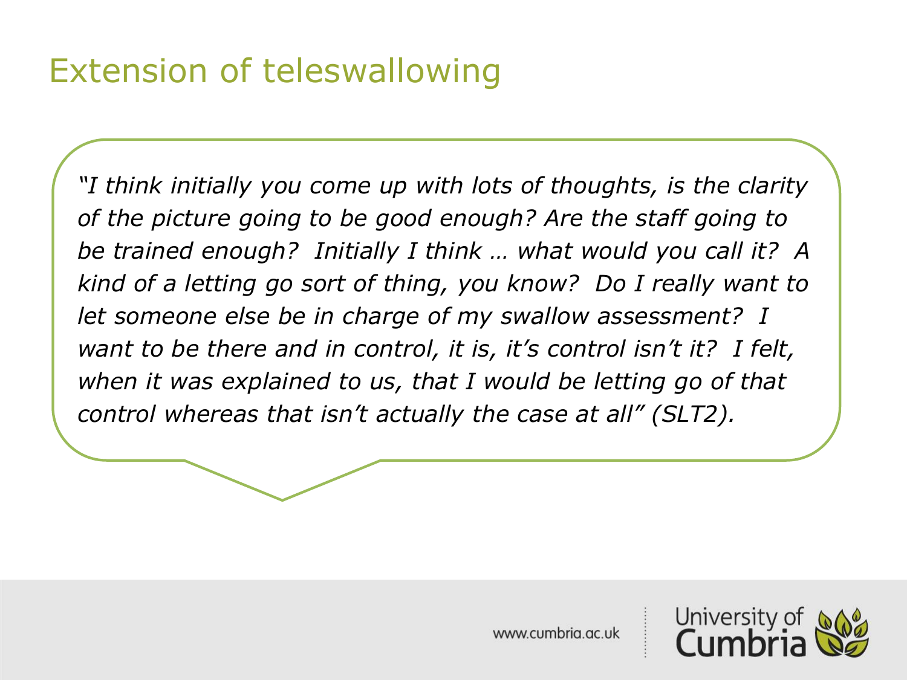# Extension of teleswallowing

*"I think initially you come up with lots of thoughts, is the clarity of the picture going to be good enough? Are the staff going to be trained enough? Initially I think … what would you call it? A kind of a letting go sort of thing, you know? Do I really want to let someone else be in charge of my swallow assessment? I want to be there and in control, it is, it's control isn't it? I felt, when it was explained to us, that I would be letting go of that control whereas that isn't actually the case at all" (SLT2).*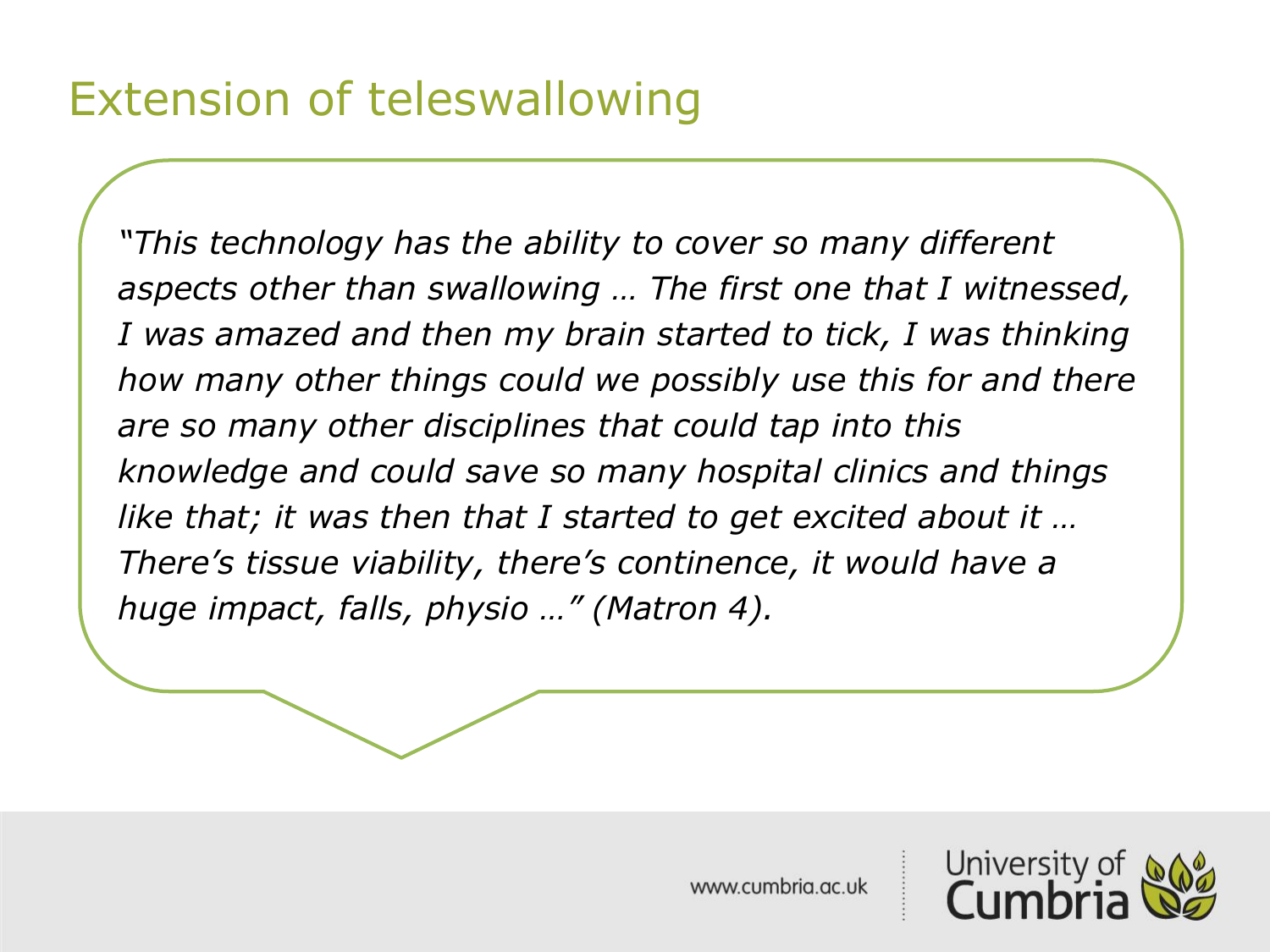# Extension of teleswallowing

*"This technology has the ability to cover so many different aspects other than swallowing … The first one that I witnessed, I was amazed and then my brain started to tick, I was thinking how many other things could we possibly use this for and there are so many other disciplines that could tap into this knowledge and could save so many hospital clinics and things like that; it was then that I started to get excited about it … There's tissue viability, there's continence, it would have a huge impact, falls, physio …" (Matron 4).*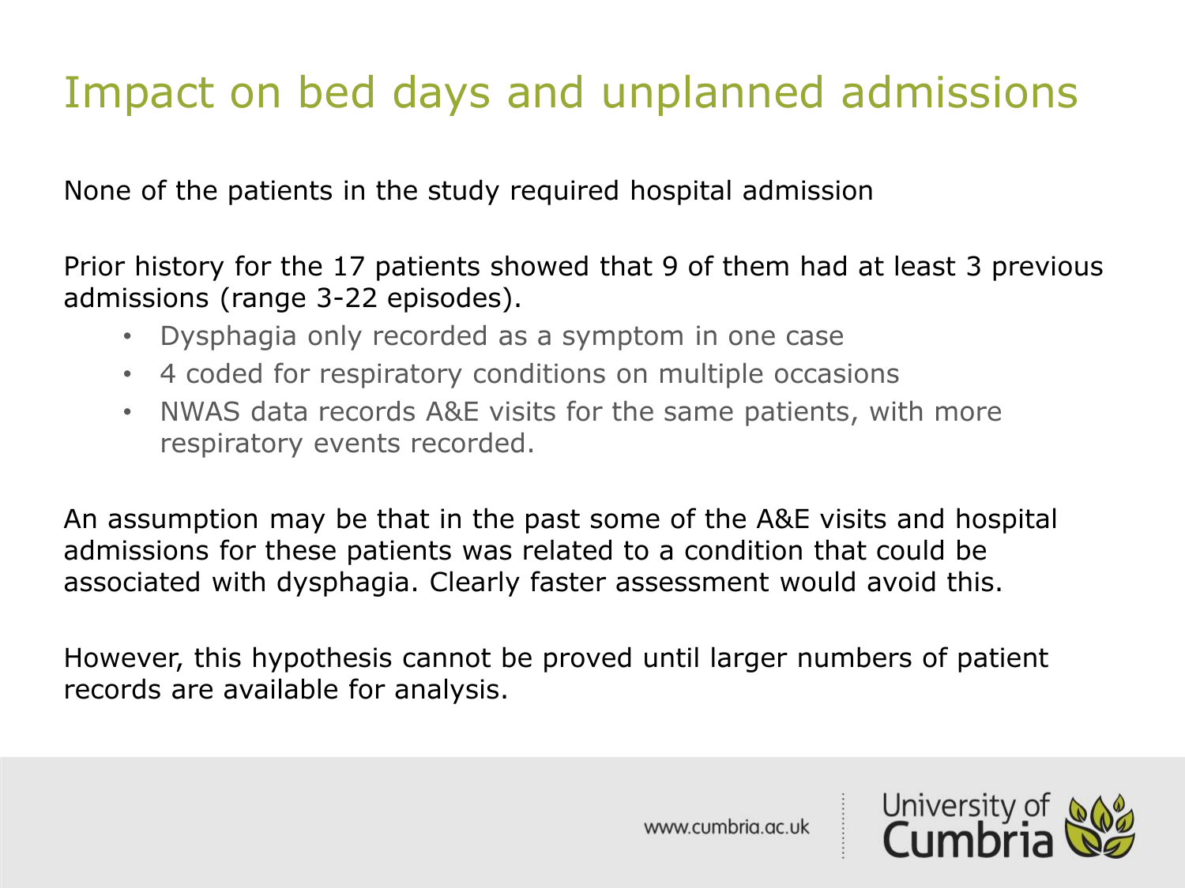# Impact on bed days and unplanned admissions

None of the patients in the study required hospital admission

Prior history for the 17 patients showed that 9 of them had at least 3 previous admissions (range 3-22 episodes).

- Dysphagia only recorded as a symptom in one case
- 4 coded for respiratory conditions on multiple occasions
- NWAS data records A&E visits for the same patients, with more respiratory events recorded.

An assumption may be that in the past some of the A&E visits and hospital admissions for these patients was related to a condition that could be associated with dysphagia. Clearly faster assessment would avoid this.

However, this hypothesis cannot be proved until larger numbers of patient records are available for analysis.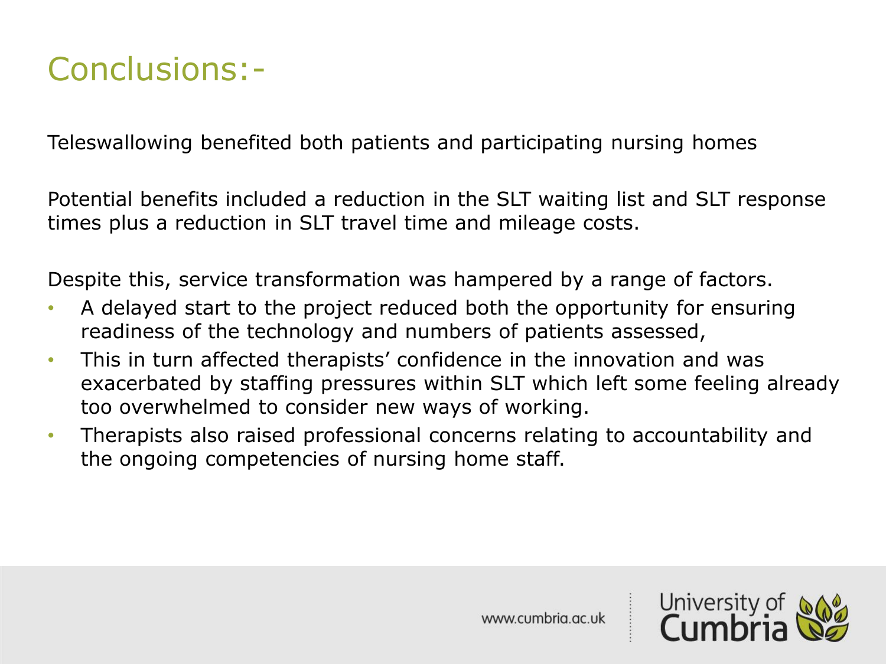# Conclusions:-

Teleswallowing benefited both patients and participating nursing homes

Potential benefits included a reduction in the SLT waiting list and SLT response times plus a reduction in SLT travel time and mileage costs.

Despite this, service transformation was hampered by a range of factors.

- A delayed start to the project reduced both the opportunity for ensuring readiness of the technology and numbers of patients assessed,
- This in turn affected therapists' confidence in the innovation and was exacerbated by staffing pressures within SLT which left some feeling already too overwhelmed to consider new ways of working.
- Therapists also raised professional concerns relating to accountability and the ongoing competencies of nursing home staff.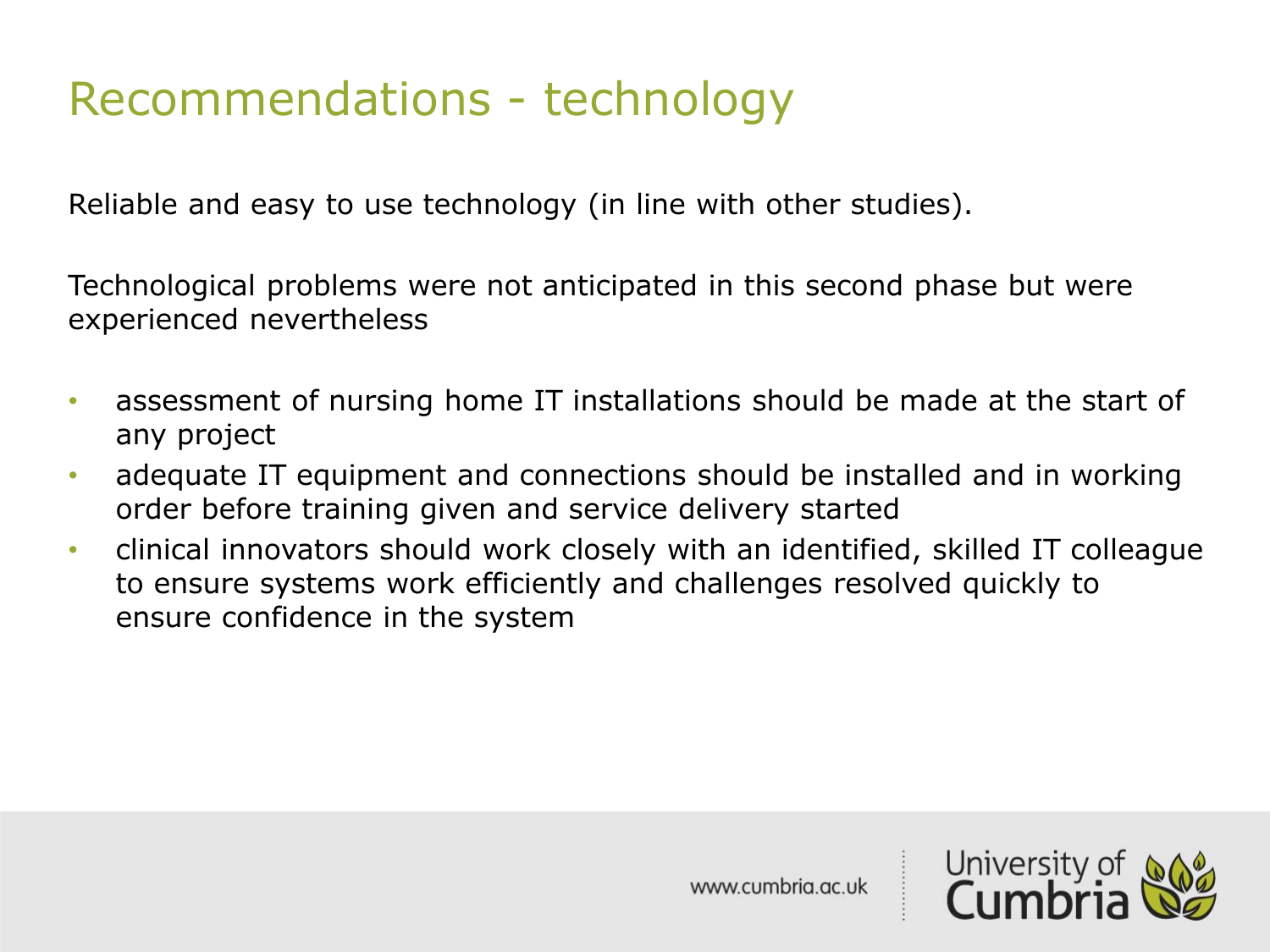# Recommendations - technology

Reliable and easy to use technology (in line with other studies).

Technological problems were not anticipated in this second phase but were experienced nevertheless

- assessment of nursing home IT installations should be made at the start of any project
- adequate IT equipment and connections should be installed and in working order before training given and service delivery started
- clinical innovators should work closely with an identified, skilled IT colleague to ensure systems work efficiently and challenges resolved quickly to ensure confidence in the system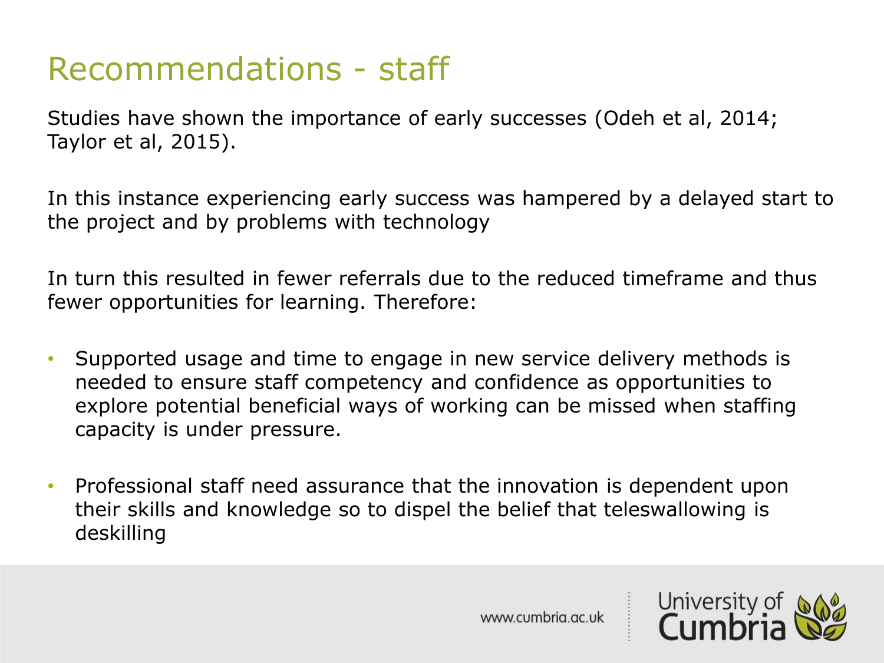# Recommendations - staff

Studies have shown the importance of early successes (Odeh et al, 2014; Taylor et al, 2015).

In this instance experiencing early success was hampered by a delayed start to the project and by problems with technology

In turn this resulted in fewer referrals due to the reduced timeframe and thus fewer opportunities for learning. Therefore:

- Supported usage and time to engage in new service delivery methods is needed to ensure staff competency and confidence as opportunities to explore potential beneficial ways of working can be missed when staffing capacity is under pressure.

- Professional staff need assurance that the innovation is dependent upon their skills and knowledge so to dispel the belief that teleswallowing is deskilling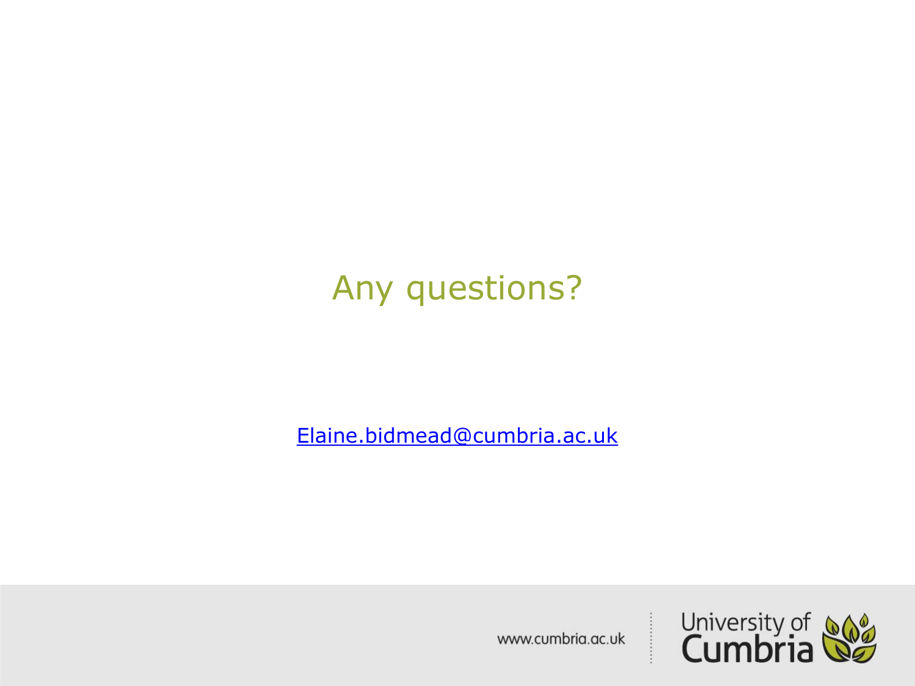Any questions?

Elaine.bidmead@cumbria.ac.uk